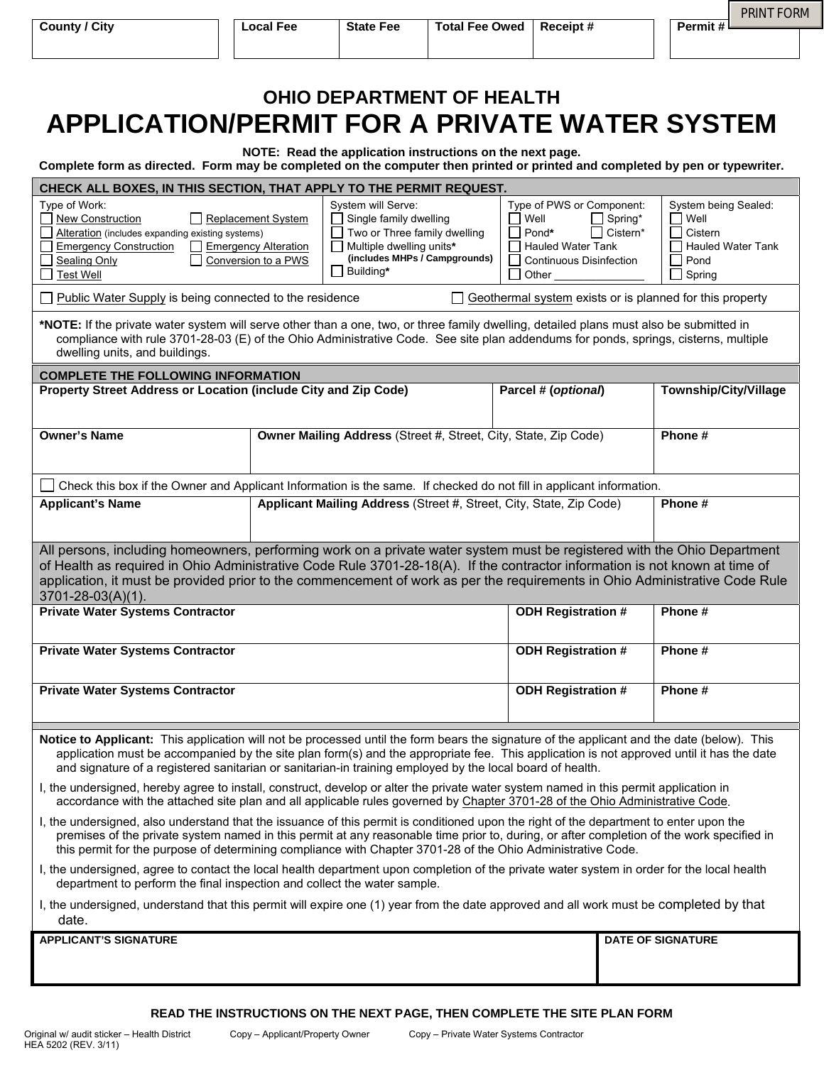| County / City | Local Fee | State Fee | Total Fee Owed | Receipt # | Permit # |
|---|---|---|---|---|---|
| | | | | | |

PRINT FORM

# OHIO DEPARTMENT OF HEALTH

# APPLICATION/PERMIT FOR A PRIVATE WATER SYSTEM

**NOTE: Read the application instructions on the next page.**
**Complete form as directed. Form may be completed on the computer then printed or printed and completed by pen or typewriter.**

**CHECK ALL BOXES, IN THIS SECTION, THAT APPLY TO THE PERMIT REQUEST.**

| Type of Work: | System will Serve: | Type of PWS or Component: | System being Sealed: |
|---|---|---|---|
| ☐ New Construction ☐ Replacement System | ☐ Single family dwelling | ☐ Well ☐ Spring* | ☐ Well |
| ☐ Alteration (includes expanding existing systems) | ☐ Two or Three family dwelling | ☐ Pond* ☐ Cistern* | ☐ Cistern |
| ☐ Emergency Construction ☐ Emergency Alteration | ☐ Multiple dwelling units* (includes MHPs / Campgrounds) | ☐ Hauled Water Tank | ☐ Hauled Water Tank |
| ☐ Sealing Only ☐ Conversion to a PWS | ☐ Building* | ☐ Continuous Disinfection | ☐ Pond |
| ☐ Test Well | | ☐ Other _______________ | ☐ Spring |

☐ Public Water Supply is being connected to the residence ☐ Geothermal system exists or is planned for this property

***NOTE:** If the private water system will serve other than a one, two, or three family dwelling, detailed plans must also be submitted in compliance with rule 3701-28-03 (E) of the Ohio Administrative Code. See site plan addendums for ponds, springs, cisterns, multiple dwelling units, and buildings.

**COMPLETE THE FOLLOWING INFORMATION**

| Property Street Address or Location (include City and Zip Code) | Parcel # (*optional*) | Township/City/Village |
|---|---|---|
| | | |

| Owner's Name | Owner Mailing Address (Street #, Street, City, State, Zip Code) | Phone # |
|---|---|---|
| | | |

☐ Check this box if the Owner and Applicant Information is the same. If checked do not fill in applicant information.

| Applicant's Name | Applicant Mailing Address (Street #, Street, City, State, Zip Code) | Phone # |
|---|---|---|
| | | |

All persons, including homeowners, performing work on a private water system must be registered with the Ohio Department of Health as required in Ohio Administrative Code Rule 3701-28-18(A). If the contractor information is not known at time of application, it must be provided prior to the commencement of work as per the requirements in Ohio Administrative Code Rule 3701-28-03(A)(1).

| Private Water Systems Contractor | ODH Registration # | Phone # |
|---|---|---|
| | | |
| **Private Water Systems Contractor** | **ODH Registration #** | **Phone #** |
| | | |
| **Private Water Systems Contractor** | **ODH Registration #** | **Phone #** |
| | | |

**Notice to Applicant:** This application will not be processed until the form bears the signature of the applicant and the date (below). This application must be accompanied by the site plan form(s) and the appropriate fee. This application is not approved until it has the date and signature of a registered sanitarian or sanitarian-in training employed by the local board of health.

I, the undersigned, hereby agree to install, construct, develop or alter the private water system named in this permit application in accordance with the attached site plan and all applicable rules governed by Chapter 3701-28 of the Ohio Administrative Code.

I, the undersigned, also understand that the issuance of this permit is conditioned upon the right of the department to enter upon the premises of the private system named in this permit at any reasonable time prior to, during, or after completion of the work specified in this permit for the purpose of determining compliance with Chapter 3701-28 of the Ohio Administrative Code.

I, the undersigned, agree to contact the local health department upon completion of the private water system in order for the local health department to perform the final inspection and collect the water sample.

I, the undersigned, understand that this permit will expire one (1) year from the date approved and all work must be completed by that date.

| APPLICANT'S SIGNATURE | DATE OF SIGNATURE |
|---|---|
| | |

**READ THE INSTRUCTIONS ON THE NEXT PAGE, THEN COMPLETE THE SITE PLAN FORM**

Original w/ audit sticker – Health District  Copy – Applicant/Property Owner  Copy – Private Water Systems Contractor
HEA 5202 (REV. 3/11)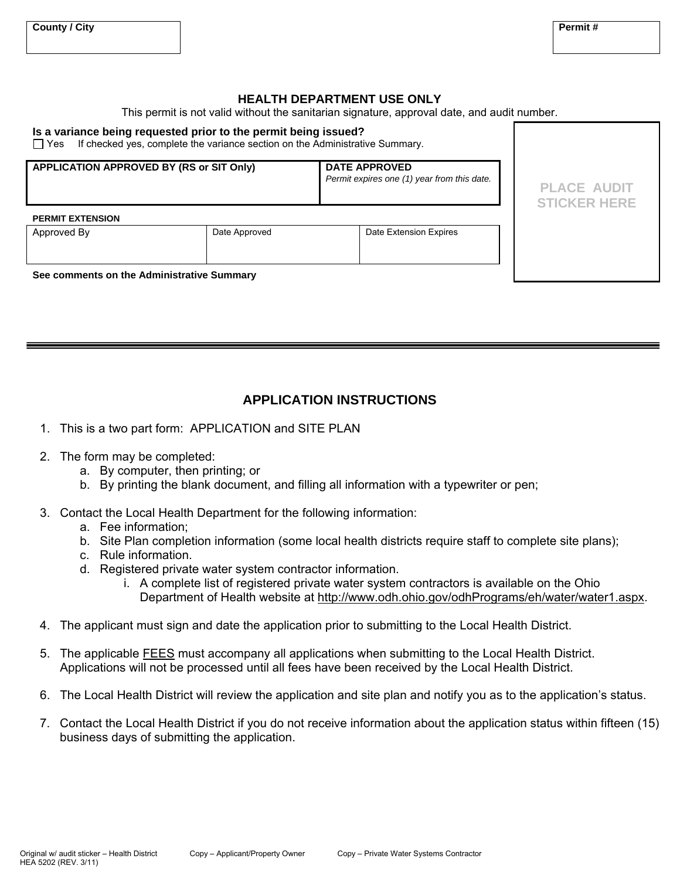| County / City | Permit # |
|---|---|
| | |

## HEALTH DEPARTMENT USE ONLY

This permit is not valid without the sanitarian signature, approval date, and audit number.

**Is a variance being requested prior to the permit being issued?**

☐ Yes   If checked yes, complete the variance section on the Administrative Summary.

| APPLICATION APPROVED BY (RS or SIT Only) | DATE APPROVED *Permit expires one (1) year from this date.* |
|---|---|
| | |

**PERMIT EXTENSION**

| Approved By | Date Approved | Date Extension Expires |
|---|---|---|
| | | |

**See comments on the Administrative Summary**

PLACE AUDIT STICKER HERE

---

## APPLICATION INSTRUCTIONS

1. This is a two part form: APPLICATION and SITE PLAN

2. The form may be completed:
   a. By computer, then printing; or
   b. By printing the blank document, and filling all information with a typewriter or pen;

3. Contact the Local Health Department for the following information:
   a. Fee information;
   b. Site Plan completion information (some local health districts require staff to complete site plans);
   c. Rule information.
   d. Registered private water system contractor information.
      i. A complete list of registered private water system contractors is available on the Ohio Department of Health website at http://www.odh.ohio.gov/odhPrograms/eh/water/water1.aspx.

4. The applicant must sign and date the application prior to submitting to the Local Health District.

5. The applicable FEES must accompany all applications when submitting to the Local Health District. Applications will not be processed until all fees have been received by the Local Health District.

6. The Local Health District will review the application and site plan and notify you as to the application's status.

7. Contact the Local Health District if you do not receive information about the application status within fifteen (15) business days of submitting the application.

Original w/ audit sticker – Health District    Copy – Applicant/Property Owner    Copy – Private Water Systems Contractor
HEA 5202 (REV. 3/11)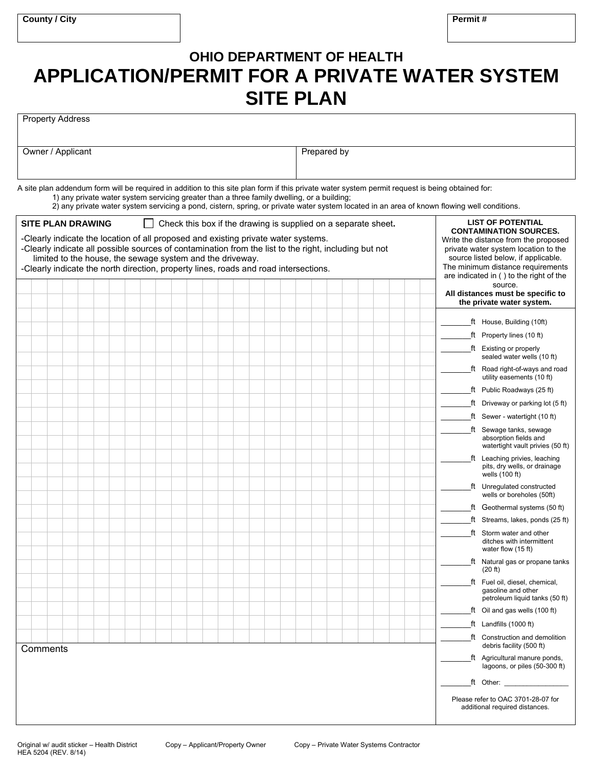| County / City | Permit # |
|---|---|
| | |

## OHIO DEPARTMENT OF HEALTH

# APPLICATION/PERMIT FOR A PRIVATE WATER SYSTEM SITE PLAN

| Property Address | |
|---|---|
| Owner / Applicant | Prepared by |

A site plan addendum form will be required in addition to this site plan form if this private water system permit request is being obtained for:

1) any private water system servicing greater than a three family dwelling, or a building;
2) any private water system servicing a pond, cistern, spring, or private water system located in an area of known flowing well conditions.

**SITE PLAN DRAWING** ☐ Check this box if the drawing is supplied on a separate sheet**.**

- -Clearly indicate the location of all proposed and existing private water systems.
- -Clearly indicate all possible sources of contamination from the list to the right, including but not limited to the house, the sewage system and the driveway.
- -Clearly indicate the north direction, property lines, roads and road intersections.

Comments

**LIST OF POTENTIAL CONTAMINATION SOURCES.**
Write the distance from the proposed private water system location to the source listed below, if applicable. The minimum distance requirements are indicated in ( ) to the right of the source.
**All distances must be specific to the private water system.**

- _______ft House, Building (10ft)
- _______ft Property lines (10 ft)
- _______ft Existing or properly sealed water wells (10 ft)
- _______ft Road right-of-ways and road utility easements (10 ft)
- _______ft Public Roadways (25 ft)
- _______ft Driveway or parking lot (5 ft)
- _______ft Sewer - watertight (10 ft)
- _______ft Sewage tanks, sewage absorption fields and watertight vault privies (50 ft)
- _______ft Leaching privies, leaching pits, dry wells, or drainage wells (100 ft)
- _______ft Unregulated constructed wells or boreholes (50ft)
- _______ft Geothermal systems (50 ft)
- _______ft Streams, lakes, ponds (25 ft)
- _______ft Storm water and other ditches with intermittent water flow (15 ft)
- _______ft Natural gas or propane tanks (20 ft)
- _______ft Fuel oil, diesel, chemical, gasoline and other petroleum liquid tanks (50 ft)
- _______ft Oil and gas wells (100 ft)
- _______ft Landfills (1000 ft)
- _______ft Construction and demolition debris facility (500 ft)
- _______ft Agricultural manure ponds, lagoons, or piles (50-300 ft)
- _______ft Other: ________________

Please refer to OAC 3701-28-07 for additional required distances.

Original w/ audit sticker – Health District Copy – Applicant/Property Owner Copy – Private Water Systems Contractor
HEA 5204 (REV. 8/14)